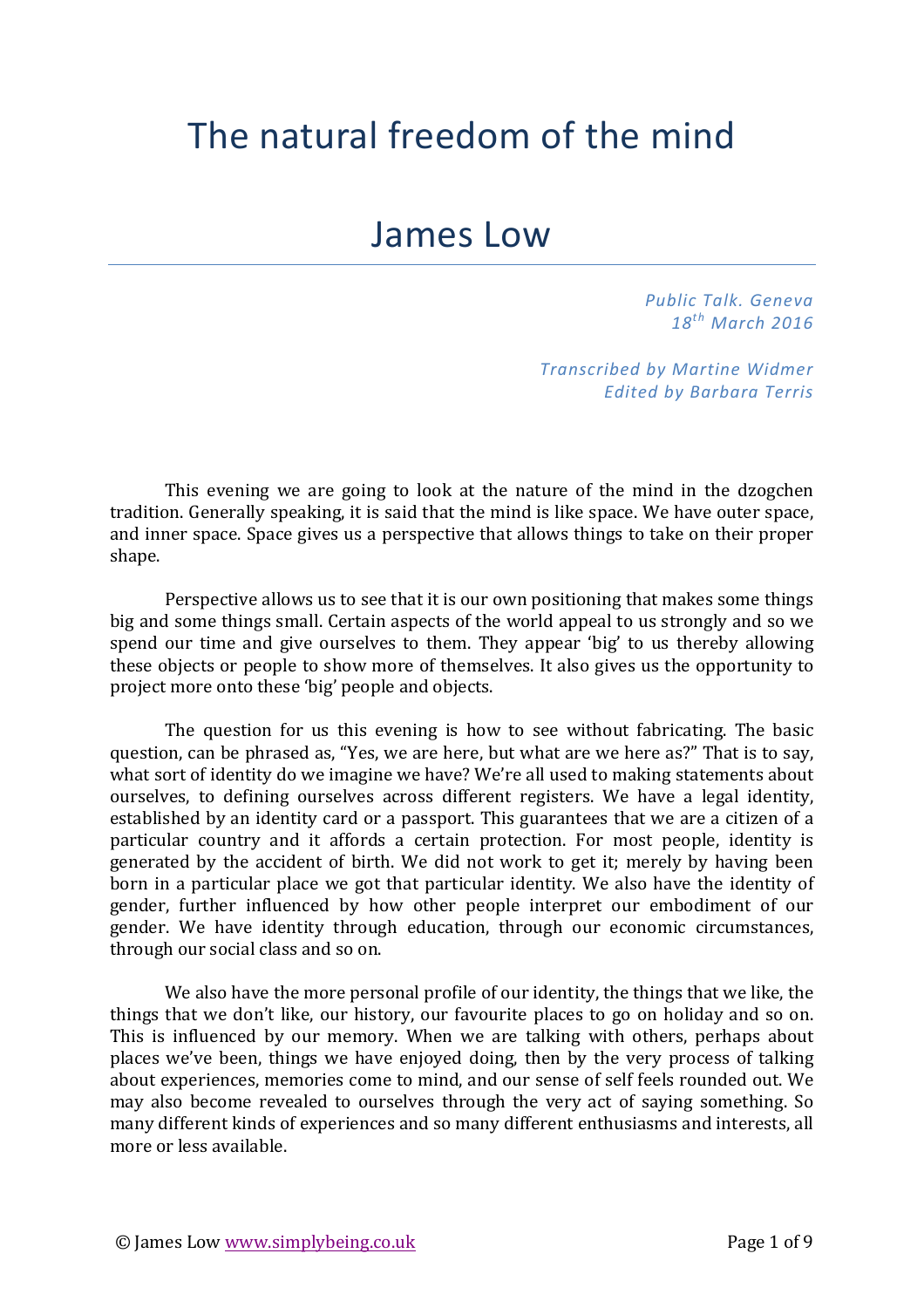# The natural freedom of the mind

# James Low

*Public Talk. Geneva*
*18th March 2016*

*Transcribed by Martine Widmer*
*Edited by Barbara Terris*

This evening we are going to look at the nature of the mind in the dzogchen tradition. Generally speaking, it is said that the mind is like space. We have outer space, and inner space. Space gives us a perspective that allows things to take on their proper shape.

Perspective allows us to see that it is our own positioning that makes some things big and some things small. Certain aspects of the world appeal to us strongly and so we spend our time and give ourselves to them. They appear 'big' to us thereby allowing these objects or people to show more of themselves. It also gives us the opportunity to project more onto these 'big' people and objects.

The question for us this evening is how to see without fabricating. The basic question, can be phrased as, "Yes, we are here, but what are we here as?" That is to say, what sort of identity do we imagine we have? We're all used to making statements about ourselves, to defining ourselves across different registers. We have a legal identity, established by an identity card or a passport. This guarantees that we are a citizen of a particular country and it affords a certain protection. For most people, identity is generated by the accident of birth. We did not work to get it; merely by having been born in a particular place we got that particular identity. We also have the identity of gender, further influenced by how other people interpret our embodiment of our gender. We have identity through education, through our economic circumstances, through our social class and so on.

We also have the more personal profile of our identity, the things that we like, the things that we don't like, our history, our favourite places to go on holiday and so on. This is influenced by our memory. When we are talking with others, perhaps about places we've been, things we have enjoyed doing, then by the very process of talking about experiences, memories come to mind, and our sense of self feels rounded out. We may also become revealed to ourselves through the very act of saying something. So many different kinds of experiences and so many different enthusiasms and interests, all more or less available.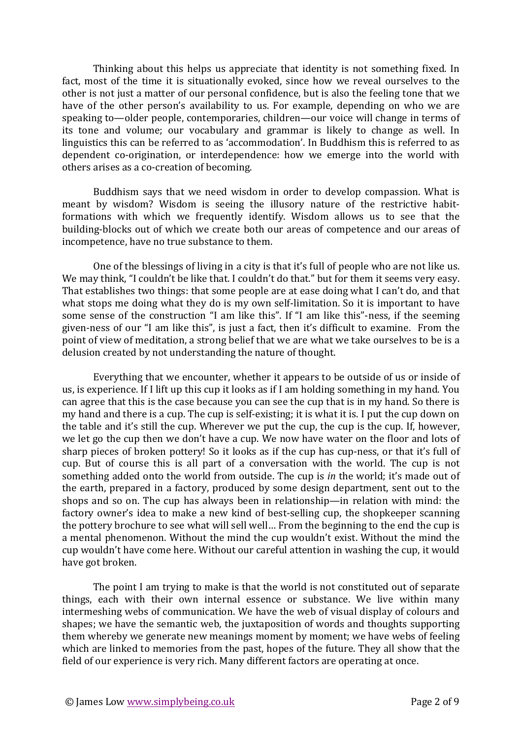Thinking about this helps us appreciate that identity is not something fixed. In fact, most of the time it is situationally evoked, since how we reveal ourselves to the other is not just a matter of our personal confidence, but is also the feeling tone that we have of the other person's availability to us. For example, depending on who we are speaking to—older people, contemporaries, children—our voice will change in terms of its tone and volume; our vocabulary and grammar is likely to change as well. In linguistics this can be referred to as 'accommodation'. In Buddhism this is referred to as dependent co-origination, or interdependence: how we emerge into the world with others arises as a co-creation of becoming.

Buddhism says that we need wisdom in order to develop compassion. What is meant by wisdom? Wisdom is seeing the illusory nature of the restrictive habit-formations with which we frequently identify. Wisdom allows us to see that the building-blocks out of which we create both our areas of competence and our areas of incompetence, have no true substance to them.

One of the blessings of living in a city is that it's full of people who are not like us. We may think, "I couldn't be like that. I couldn't do that." but for them it seems very easy. That establishes two things: that some people are at ease doing what I can't do, and that what stops me doing what they do is my own self-limitation. So it is important to have some sense of the construction "I am like this". If "I am like this"-ness, if the seeming given-ness of our "I am like this", is just a fact, then it's difficult to examine. From the point of view of meditation, a strong belief that we are what we take ourselves to be is a delusion created by not understanding the nature of thought.

Everything that we encounter, whether it appears to be outside of us or inside of us, is experience. If I lift up this cup it looks as if I am holding something in my hand. You can agree that this is the case because you can see the cup that is in my hand. So there is my hand and there is a cup. The cup is self-existing; it is what it is. I put the cup down on the table and it's still the cup. Wherever we put the cup, the cup is the cup. If, however, we let go the cup then we don't have a cup. We now have water on the floor and lots of sharp pieces of broken pottery! So it looks as if the cup has cup-ness, or that it's full of cup. But of course this is all part of a conversation with the world. The cup is not something added onto the world from outside. The cup is *in* the world; it's made out of the earth, prepared in a factory, produced by some design department, sent out to the shops and so on. The cup has always been in relationship—in relation with mind: the factory owner's idea to make a new kind of best-selling cup, the shopkeeper scanning the pottery brochure to see what will sell well… From the beginning to the end the cup is a mental phenomenon. Without the mind the cup wouldn't exist. Without the mind the cup wouldn't have come here. Without our careful attention in washing the cup, it would have got broken.

The point I am trying to make is that the world is not constituted out of separate things, each with their own internal essence or substance. We live within many intermeshing webs of communication. We have the web of visual display of colours and shapes; we have the semantic web, the juxtaposition of words and thoughts supporting them whereby we generate new meanings moment by moment; we have webs of feeling which are linked to memories from the past, hopes of the future. They all show that the field of our experience is very rich. Many different factors are operating at once.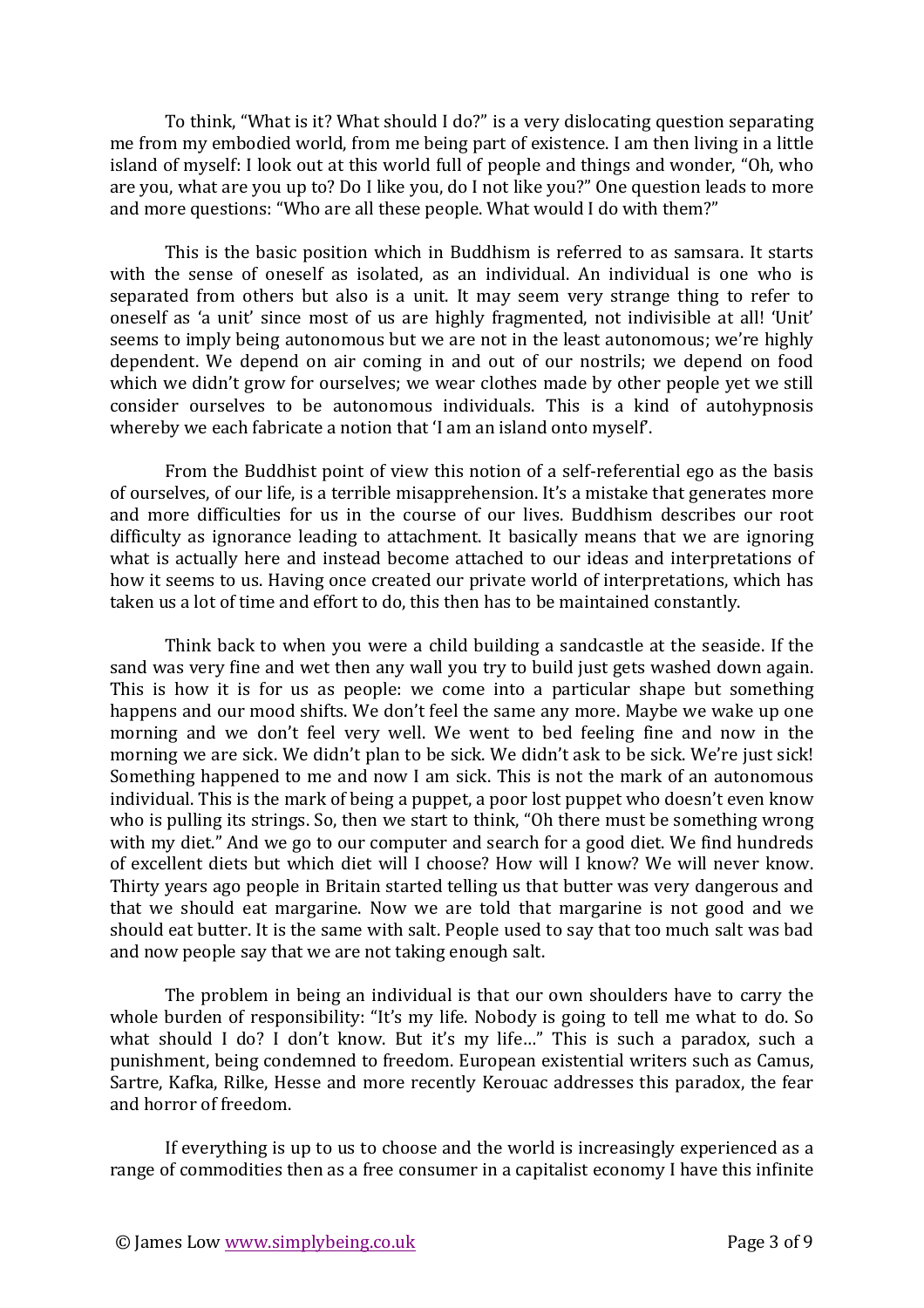To think, "What is it? What should I do?" is a very dislocating question separating me from my embodied world, from me being part of existence. I am then living in a little island of myself: I look out at this world full of people and things and wonder, "Oh, who are you, what are you up to? Do I like you, do I not like you?" One question leads to more and more questions: "Who are all these people. What would I do with them?"

This is the basic position which in Buddhism is referred to as samsara. It starts with the sense of oneself as isolated, as an individual. An individual is one who is separated from others but also is a unit. It may seem very strange thing to refer to oneself as 'a unit' since most of us are highly fragmented, not indivisible at all! 'Unit' seems to imply being autonomous but we are not in the least autonomous; we're highly dependent. We depend on air coming in and out of our nostrils; we depend on food which we didn't grow for ourselves; we wear clothes made by other people yet we still consider ourselves to be autonomous individuals. This is a kind of autohypnosis whereby we each fabricate a notion that 'I am an island onto myself'.

From the Buddhist point of view this notion of a self-referential ego as the basis of ourselves, of our life, is a terrible misapprehension. It's a mistake that generates more and more difficulties for us in the course of our lives. Buddhism describes our root difficulty as ignorance leading to attachment. It basically means that we are ignoring what is actually here and instead become attached to our ideas and interpretations of how it seems to us. Having once created our private world of interpretations, which has taken us a lot of time and effort to do, this then has to be maintained constantly.

Think back to when you were a child building a sandcastle at the seaside. If the sand was very fine and wet then any wall you try to build just gets washed down again. This is how it is for us as people: we come into a particular shape but something happens and our mood shifts. We don't feel the same any more. Maybe we wake up one morning and we don't feel very well. We went to bed feeling fine and now in the morning we are sick. We didn't plan to be sick. We didn't ask to be sick. We're just sick! Something happened to me and now I am sick. This is not the mark of an autonomous individual. This is the mark of being a puppet, a poor lost puppet who doesn't even know who is pulling its strings. So, then we start to think, "Oh there must be something wrong with my diet." And we go to our computer and search for a good diet. We find hundreds of excellent diets but which diet will I choose? How will I know? We will never know. Thirty years ago people in Britain started telling us that butter was very dangerous and that we should eat margarine. Now we are told that margarine is not good and we should eat butter. It is the same with salt. People used to say that too much salt was bad and now people say that we are not taking enough salt.

The problem in being an individual is that our own shoulders have to carry the whole burden of responsibility: "It's my life. Nobody is going to tell me what to do. So what should I do? I don't know. But it's my life…" This is such a paradox, such a punishment, being condemned to freedom. European existential writers such as Camus, Sartre, Kafka, Rilke, Hesse and more recently Kerouac addresses this paradox, the fear and horror of freedom.

If everything is up to us to choose and the world is increasingly experienced as a range of commodities then as a free consumer in a capitalist economy I have this infinite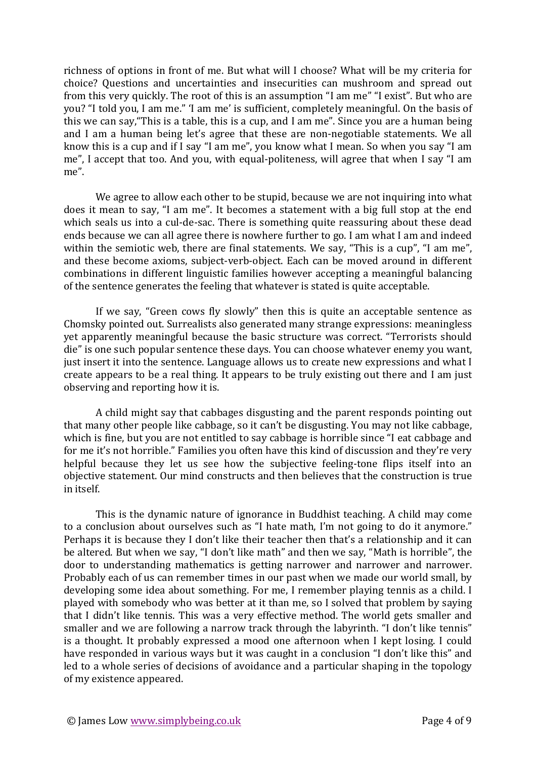richness of options in front of me. But what will I choose? What will be my criteria for choice? Questions and uncertainties and insecurities can mushroom and spread out from this very quickly. The root of this is an assumption "I am me" "I exist". But who are you? "I told you, I am me." 'I am me' is sufficient, completely meaningful. On the basis of this we can say,"This is a table, this is a cup, and I am me". Since you are a human being and I am a human being let's agree that these are non-negotiable statements. We all know this is a cup and if I say "I am me", you know what I mean. So when you say "I am me", I accept that too. And you, with equal-politeness, will agree that when I say "I am me".

We agree to allow each other to be stupid, because we are not inquiring into what does it mean to say, "I am me". It becomes a statement with a big full stop at the end which seals us into a cul-de-sac. There is something quite reassuring about these dead ends because we can all agree there is nowhere further to go. I am what I am and indeed within the semiotic web, there are final statements. We say, "This is a cup", "I am me", and these become axioms, subject-verb-object. Each can be moved around in different combinations in different linguistic families however accepting a meaningful balancing of the sentence generates the feeling that whatever is stated is quite acceptable.

If we say, "Green cows fly slowly" then this is quite an acceptable sentence as Chomsky pointed out. Surrealists also generated many strange expressions: meaningless yet apparently meaningful because the basic structure was correct. "Terrorists should die" is one such popular sentence these days. You can choose whatever enemy you want, just insert it into the sentence. Language allows us to create new expressions and what I create appears to be a real thing. It appears to be truly existing out there and I am just observing and reporting how it is.

A child might say that cabbages disgusting and the parent responds pointing out that many other people like cabbage, so it can't be disgusting. You may not like cabbage, which is fine, but you are not entitled to say cabbage is horrible since "I eat cabbage and for me it's not horrible." Families you often have this kind of discussion and they're very helpful because they let us see how the subjective feeling-tone flips itself into an objective statement. Our mind constructs and then believes that the construction is true in itself.

This is the dynamic nature of ignorance in Buddhist teaching. A child may come to a conclusion about ourselves such as "I hate math, I'm not going to do it anymore." Perhaps it is because they I don't like their teacher then that's a relationship and it can be altered. But when we say, "I don't like math" and then we say, "Math is horrible", the door to understanding mathematics is getting narrower and narrower and narrower. Probably each of us can remember times in our past when we made our world small, by developing some idea about something. For me, I remember playing tennis as a child. I played with somebody who was better at it than me, so I solved that problem by saying that I didn't like tennis. This was a very effective method. The world gets smaller and smaller and we are following a narrow track through the labyrinth. "I don't like tennis" is a thought. It probably expressed a mood one afternoon when I kept losing. I could have responded in various ways but it was caught in a conclusion "I don't like this" and led to a whole series of decisions of avoidance and a particular shaping in the topology of my existence appeared.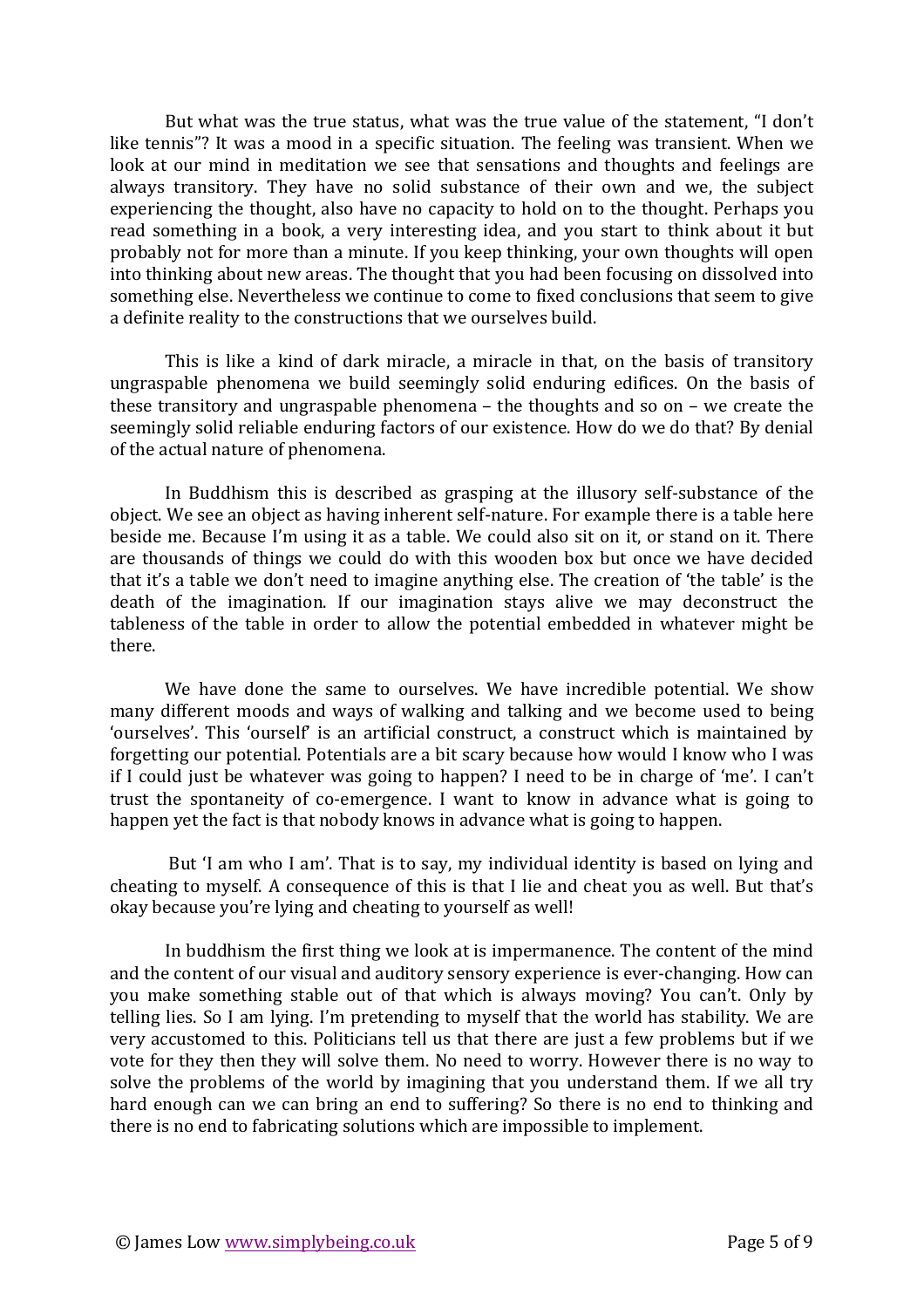But what was the true status, what was the true value of the statement, "I don't like tennis"? It was a mood in a specific situation. The feeling was transient. When we look at our mind in meditation we see that sensations and thoughts and feelings are always transitory. They have no solid substance of their own and we, the subject experiencing the thought, also have no capacity to hold on to the thought. Perhaps you read something in a book, a very interesting idea, and you start to think about it but probably not for more than a minute. If you keep thinking, your own thoughts will open into thinking about new areas. The thought that you had been focusing on dissolved into something else. Nevertheless we continue to come to fixed conclusions that seem to give a definite reality to the constructions that we ourselves build.

This is like a kind of dark miracle, a miracle in that, on the basis of transitory ungraspable phenomena we build seemingly solid enduring edifices. On the basis of these transitory and ungraspable phenomena – the thoughts and so on – we create the seemingly solid reliable enduring factors of our existence. How do we do that? By denial of the actual nature of phenomena.

In Buddhism this is described as grasping at the illusory self-substance of the object. We see an object as having inherent self-nature. For example there is a table here beside me. Because I'm using it as a table. We could also sit on it, or stand on it. There are thousands of things we could do with this wooden box but once we have decided that it's a table we don't need to imagine anything else. The creation of 'the table' is the death of the imagination. If our imagination stays alive we may deconstruct the tableness of the table in order to allow the potential embedded in whatever might be there.

We have done the same to ourselves. We have incredible potential. We show many different moods and ways of walking and talking and we become used to being 'ourselves'. This 'ourself' is an artificial construct, a construct which is maintained by forgetting our potential. Potentials are a bit scary because how would I know who I was if I could just be whatever was going to happen? I need to be in charge of 'me'. I can't trust the spontaneity of co-emergence. I want to know in advance what is going to happen yet the fact is that nobody knows in advance what is going to happen.

But 'I am who I am'. That is to say, my individual identity is based on lying and cheating to myself. A consequence of this is that I lie and cheat you as well. But that's okay because you're lying and cheating to yourself as well!

In buddhism the first thing we look at is impermanence. The content of the mind and the content of our visual and auditory sensory experience is ever-changing. How can you make something stable out of that which is always moving? You can't. Only by telling lies. So I am lying. I'm pretending to myself that the world has stability. We are very accustomed to this. Politicians tell us that there are just a few problems but if we vote for they then they will solve them. No need to worry. However there is no way to solve the problems of the world by imagining that you understand them. If we all try hard enough can we can bring an end to suffering? So there is no end to thinking and there is no end to fabricating solutions which are impossible to implement.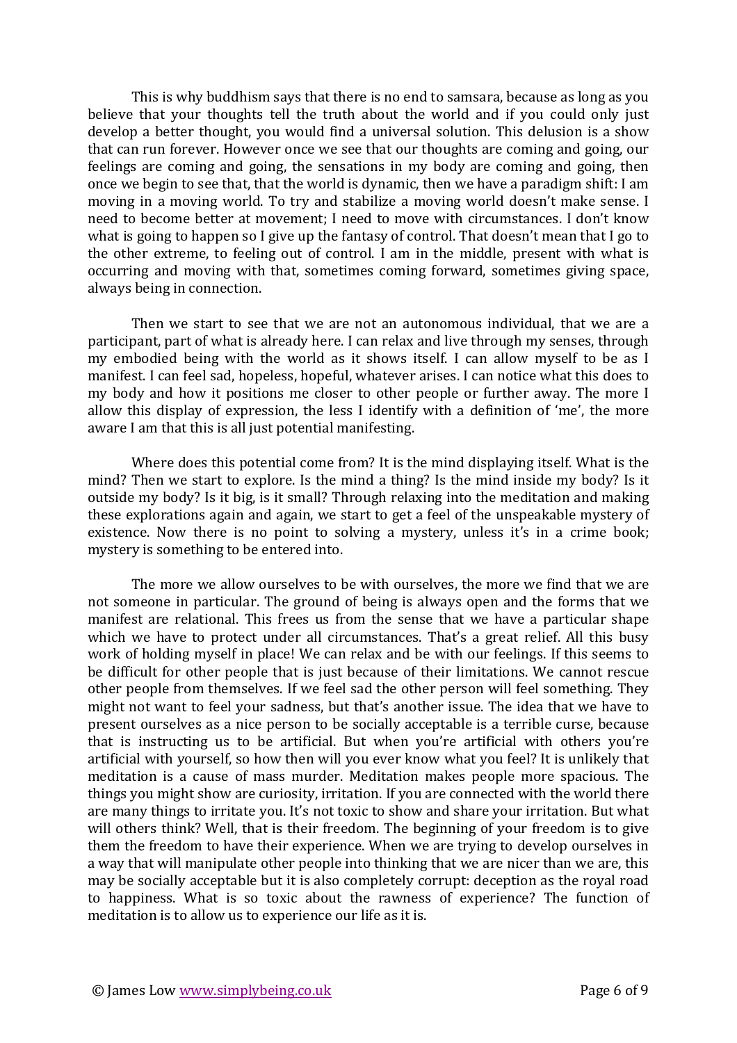This is why buddhism says that there is no end to samsara, because as long as you believe that your thoughts tell the truth about the world and if you could only just develop a better thought, you would find a universal solution. This delusion is a show that can run forever. However once we see that our thoughts are coming and going, our feelings are coming and going, the sensations in my body are coming and going, then once we begin to see that, that the world is dynamic, then we have a paradigm shift: I am moving in a moving world. To try and stabilize a moving world doesn't make sense. I need to become better at movement; I need to move with circumstances. I don't know what is going to happen so I give up the fantasy of control. That doesn't mean that I go to the other extreme, to feeling out of control. I am in the middle, present with what is occurring and moving with that, sometimes coming forward, sometimes giving space, always being in connection.

Then we start to see that we are not an autonomous individual, that we are a participant, part of what is already here. I can relax and live through my senses, through my embodied being with the world as it shows itself. I can allow myself to be as I manifest. I can feel sad, hopeless, hopeful, whatever arises. I can notice what this does to my body and how it positions me closer to other people or further away. The more I allow this display of expression, the less I identify with a definition of 'me', the more aware I am that this is all just potential manifesting.

Where does this potential come from? It is the mind displaying itself. What is the mind? Then we start to explore. Is the mind a thing? Is the mind inside my body? Is it outside my body? Is it big, is it small? Through relaxing into the meditation and making these explorations again and again, we start to get a feel of the unspeakable mystery of existence. Now there is no point to solving a mystery, unless it's in a crime book; mystery is something to be entered into.

The more we allow ourselves to be with ourselves, the more we find that we are not someone in particular. The ground of being is always open and the forms that we manifest are relational. This frees us from the sense that we have a particular shape which we have to protect under all circumstances. That's a great relief. All this busy work of holding myself in place! We can relax and be with our feelings. If this seems to be difficult for other people that is just because of their limitations. We cannot rescue other people from themselves. If we feel sad the other person will feel something. They might not want to feel your sadness, but that's another issue. The idea that we have to present ourselves as a nice person to be socially acceptable is a terrible curse, because that is instructing us to be artificial. But when you're artificial with others you're artificial with yourself, so how then will you ever know what you feel? It is unlikely that meditation is a cause of mass murder. Meditation makes people more spacious. The things you might show are curiosity, irritation. If you are connected with the world there are many things to irritate you. It's not toxic to show and share your irritation. But what will others think? Well, that is their freedom. The beginning of your freedom is to give them the freedom to have their experience. When we are trying to develop ourselves in a way that will manipulate other people into thinking that we are nicer than we are, this may be socially acceptable but it is also completely corrupt: deception as the royal road to happiness. What is so toxic about the rawness of experience? The function of meditation is to allow us to experience our life as it is.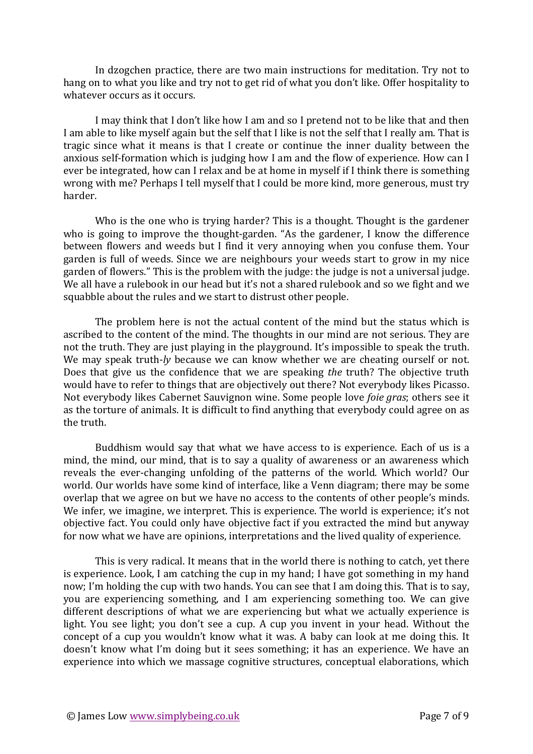In dzogchen practice, there are two main instructions for meditation. Try not to hang on to what you like and try not to get rid of what you don't like. Offer hospitality to whatever occurs as it occurs.

I may think that I don't like how I am and so I pretend not to be like that and then I am able to like myself again but the self that I like is not the self that I really am. That is tragic since what it means is that I create or continue the inner duality between the anxious self-formation which is judging how I am and the flow of experience. How can I ever be integrated, how can I relax and be at home in myself if I think there is something wrong with me? Perhaps I tell myself that I could be more kind, more generous, must try harder.

Who is the one who is trying harder? This is a thought. Thought is the gardener who is going to improve the thought-garden. "As the gardener, I know the difference between flowers and weeds but I find it very annoying when you confuse them. Your garden is full of weeds. Since we are neighbours your weeds start to grow in my nice garden of flowers." This is the problem with the judge: the judge is not a universal judge. We all have a rulebook in our head but it's not a shared rulebook and so we fight and we squabble about the rules and we start to distrust other people.

The problem here is not the actual content of the mind but the status which is ascribed to the content of the mind. The thoughts in our mind are not serious. They are not the truth. They are just playing in the playground. It's impossible to speak the truth. We may speak truth-*ly* because we can know whether we are cheating ourself or not. Does that give us the confidence that we are speaking *the* truth? The objective truth would have to refer to things that are objectively out there? Not everybody likes Picasso. Not everybody likes Cabernet Sauvignon wine. Some people love *foie gras*; others see it as the torture of animals. It is difficult to find anything that everybody could agree on as the truth.

Buddhism would say that what we have access to is experience. Each of us is a mind, the mind, our mind, that is to say a quality of awareness or an awareness which reveals the ever-changing unfolding of the patterns of the world. Which world? Our world. Our worlds have some kind of interface, like a Venn diagram; there may be some overlap that we agree on but we have no access to the contents of other people's minds. We infer, we imagine, we interpret. This is experience. The world is experience; it's not objective fact. You could only have objective fact if you extracted the mind but anyway for now what we have are opinions, interpretations and the lived quality of experience.

This is very radical. It means that in the world there is nothing to catch, yet there is experience. Look, I am catching the cup in my hand; I have got something in my hand now; I'm holding the cup with two hands. You can see that I am doing this. That is to say, you are experiencing something, and I am experiencing something too. We can give different descriptions of what we are experiencing but what we actually experience is light. You see light; you don't see a cup. A cup you invent in your head. Without the concept of a cup you wouldn't know what it was. A baby can look at me doing this. It doesn't know what I'm doing but it sees something; it has an experience. We have an experience into which we massage cognitive structures, conceptual elaborations, which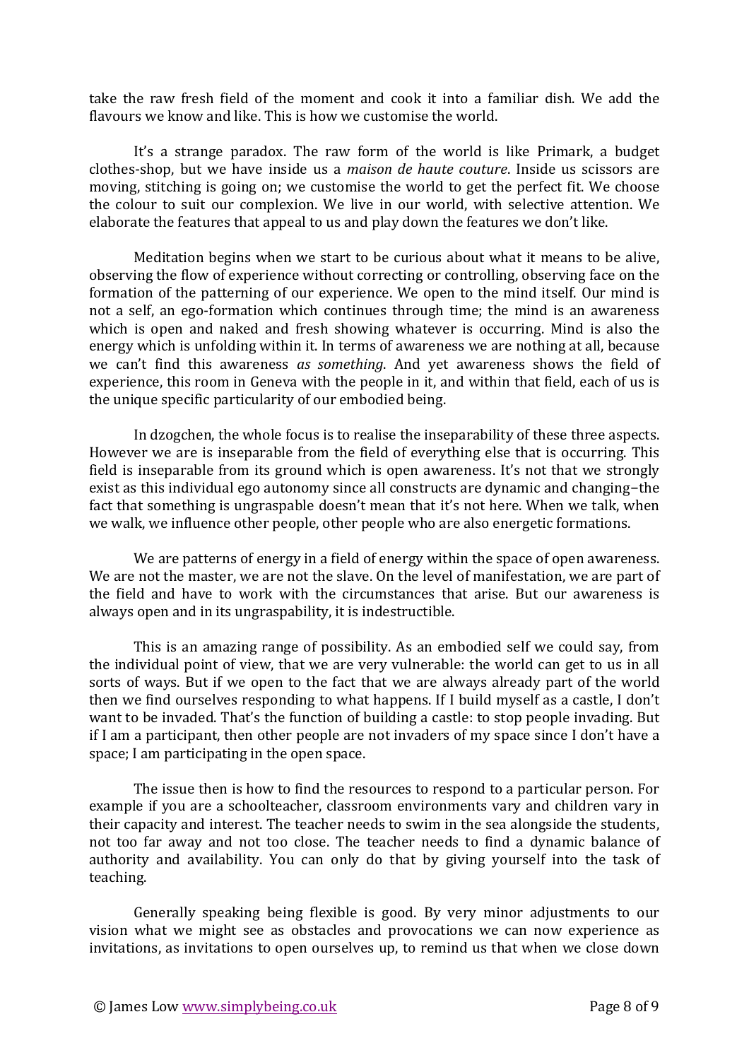take the raw fresh field of the moment and cook it into a familiar dish. We add the flavours we know and like. This is how we customise the world.

It's a strange paradox. The raw form of the world is like Primark, a budget clothes-shop, but we have inside us a *maison de haute couture*. Inside us scissors are moving, stitching is going on; we customise the world to get the perfect fit. We choose the colour to suit our complexion. We live in our world, with selective attention. We elaborate the features that appeal to us and play down the features we don't like.

Meditation begins when we start to be curious about what it means to be alive, observing the flow of experience without correcting or controlling, observing face on the formation of the patterning of our experience. We open to the mind itself. Our mind is not a self, an ego-formation which continues through time; the mind is an awareness which is open and naked and fresh showing whatever is occurring. Mind is also the energy which is unfolding within it. In terms of awareness we are nothing at all, because we can't find this awareness *as something*. And yet awareness shows the field of experience, this room in Geneva with the people in it, and within that field, each of us is the unique specific particularity of our embodied being.

In dzogchen, the whole focus is to realise the inseparability of these three aspects. However we are is inseparable from the field of everything else that is occurring. This field is inseparable from its ground which is open awareness. It's not that we strongly exist as this individual ego autonomy since all constructs are dynamic and changing–the fact that something is ungraspable doesn't mean that it's not here. When we talk, when we walk, we influence other people, other people who are also energetic formations.

We are patterns of energy in a field of energy within the space of open awareness. We are not the master, we are not the slave. On the level of manifestation, we are part of the field and have to work with the circumstances that arise. But our awareness is always open and in its ungraspability, it is indestructible.

This is an amazing range of possibility. As an embodied self we could say, from the individual point of view, that we are very vulnerable: the world can get to us in all sorts of ways. But if we open to the fact that we are always already part of the world then we find ourselves responding to what happens. If I build myself as a castle, I don't want to be invaded. That's the function of building a castle: to stop people invading. But if I am a participant, then other people are not invaders of my space since I don't have a space; I am participating in the open space.

The issue then is how to find the resources to respond to a particular person. For example if you are a schoolteacher, classroom environments vary and children vary in their capacity and interest. The teacher needs to swim in the sea alongside the students, not too far away and not too close. The teacher needs to find a dynamic balance of authority and availability. You can only do that by giving yourself into the task of teaching.

Generally speaking being flexible is good. By very minor adjustments to our vision what we might see as obstacles and provocations we can now experience as invitations, as invitations to open ourselves up, to remind us that when we close down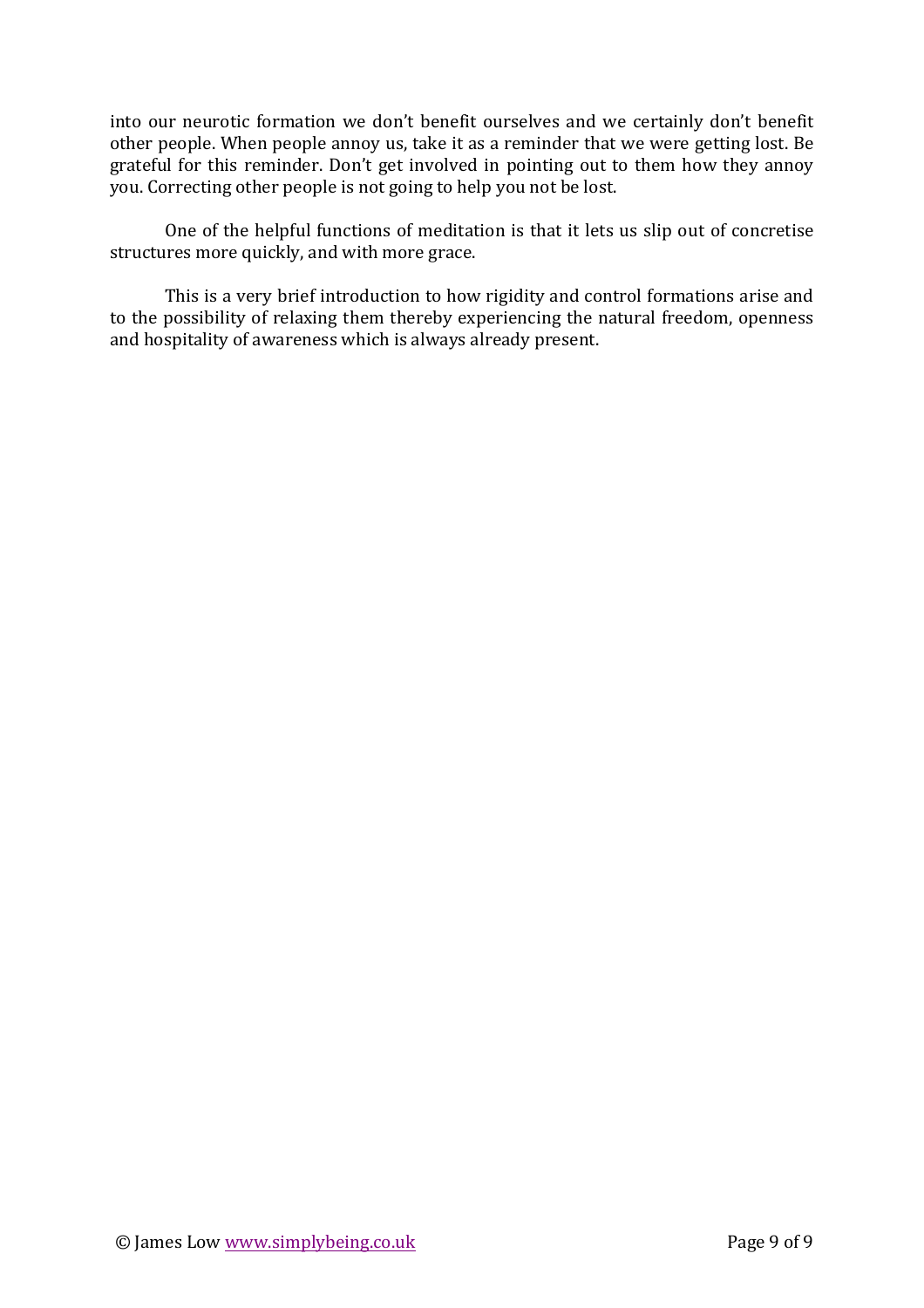into our neurotic formation we don't benefit ourselves and we certainly don't benefit other people. When people annoy us, take it as a reminder that we were getting lost. Be grateful for this reminder. Don't get involved in pointing out to them how they annoy you. Correcting other people is not going to help you not be lost.

One of the helpful functions of meditation is that it lets us slip out of concretise structures more quickly, and with more grace.

This is a very brief introduction to how rigidity and control formations arise and to the possibility of relaxing them thereby experiencing the natural freedom, openness and hospitality of awareness which is always already present.